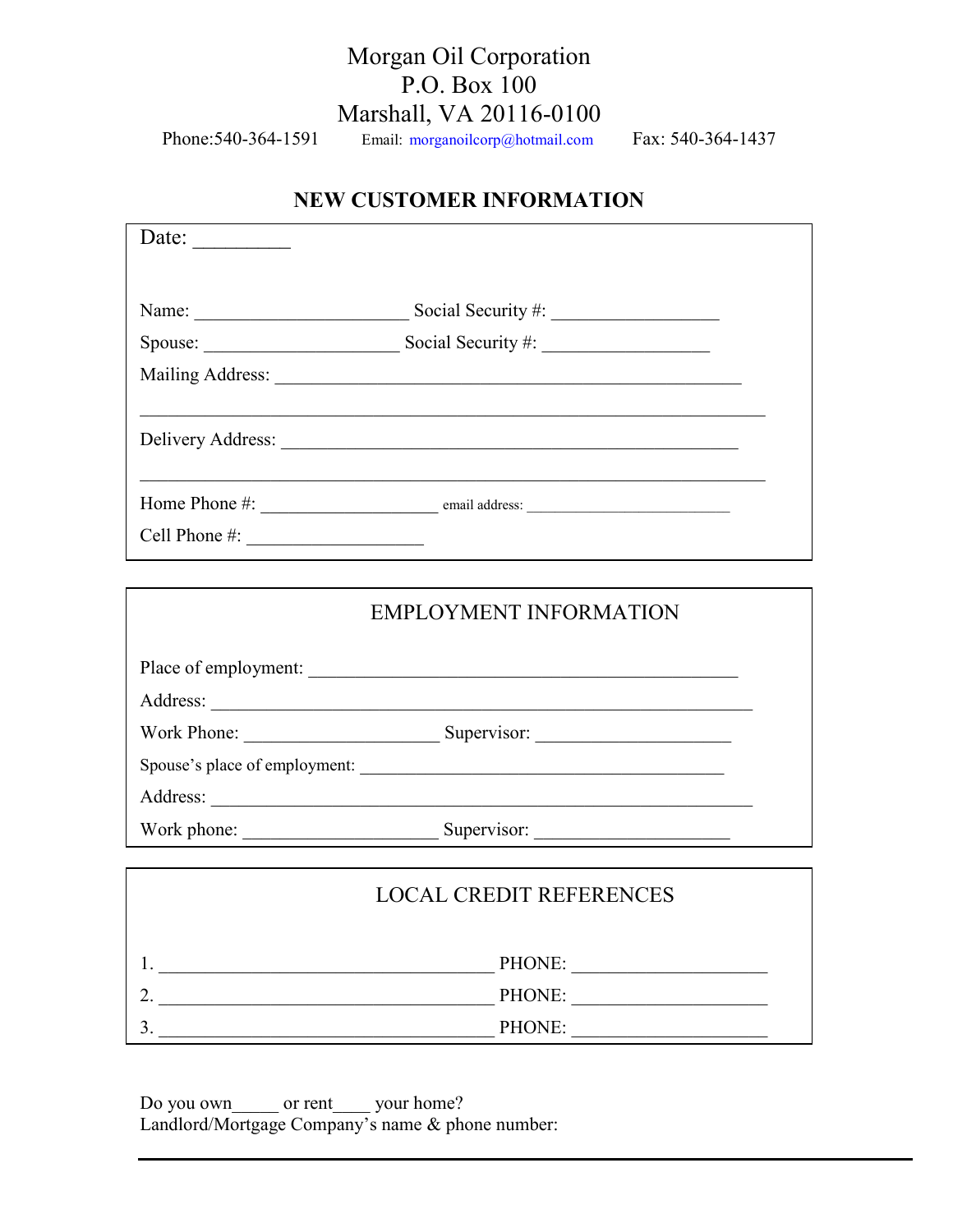Morgan Oil Corporation
P.O. Box 100
Marshall, VA 20116-0100

Phone:540-364-1591  Email: morganoilcorp@hotmail.com  Fax: 540-364-1437

## NEW CUSTOMER INFORMATION

Date: _________

Name: ______________________ Social Security #: _________________

Spouse: ____________________ Social Security #: _________________

Mailing Address: ________________________________________________

_________________________________________________________________

Delivery Address: _______________________________________________

_________________________________________________________________

Home Phone #: __________________ email address: _______________________

Cell Phone #: __________________

### EMPLOYMENT INFORMATION

Place of employment: ____________________________________________

Address: _______________________________________________________

Work Phone: ____________________ Supervisor: ____________________

Spouse's place of employment: _____________________________________

Address: _______________________________________________________

Work phone: ____________________ Supervisor: ____________________

### LOCAL CREDIT REFERENCES

1. ___________________________________ PHONE: ____________________
2. ___________________________________ PHONE: ____________________
3. ___________________________________ PHONE: ____________________

Do you own_____ or rent____ your home?
Landlord/Mortgage Company's name & phone number:

_________________________________________________________________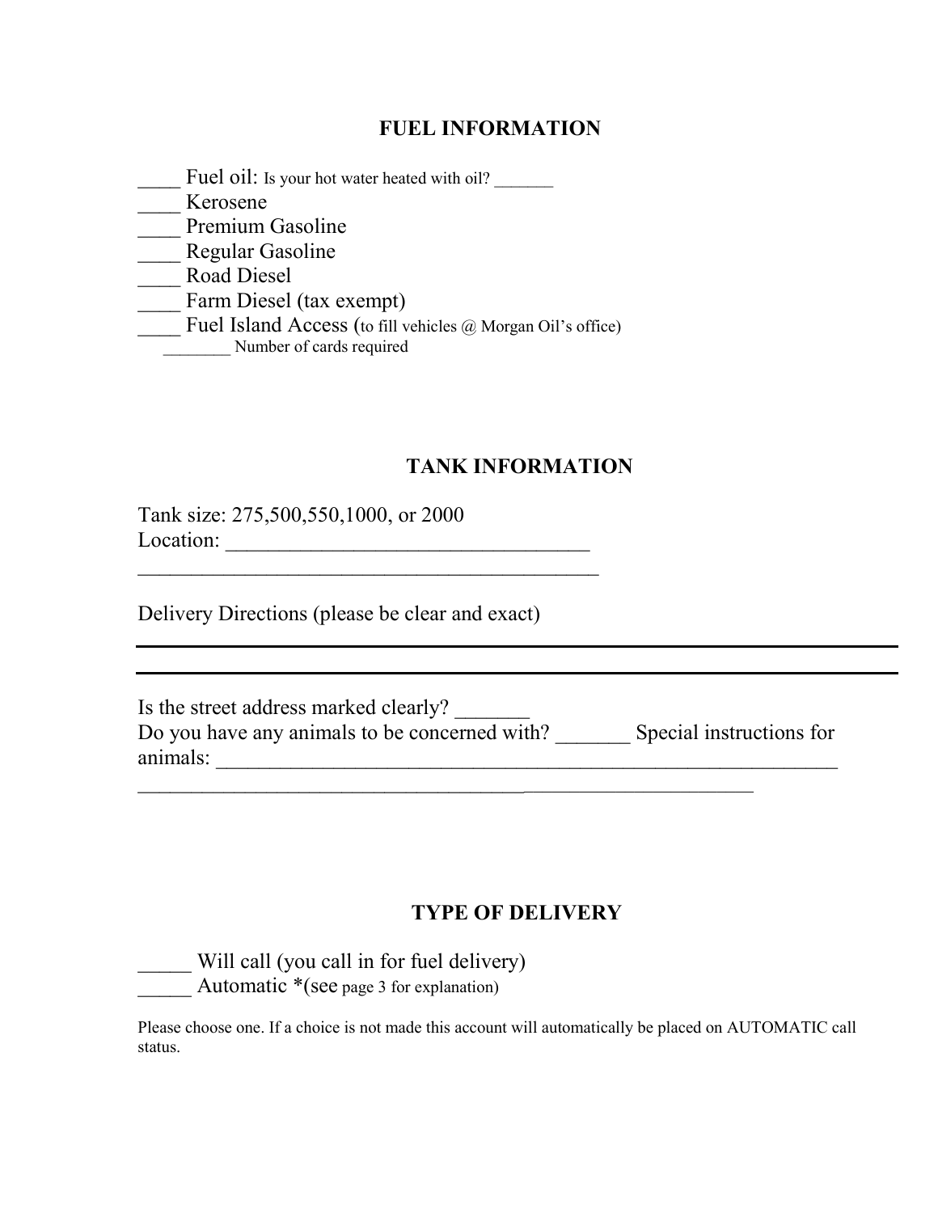## FUEL INFORMATION

____ Fuel oil: Is your hot water heated with oil? _______
____ Kerosene
____ Premium Gasoline
____ Regular Gasoline
____ Road Diesel
____ Farm Diesel (tax exempt)
____ Fuel Island Access (to fill vehicles @ Morgan Oil's office)
________ Number of cards required

## TANK INFORMATION

Tank size: 275,500,550,1000, or 2000
Location: __________________________________
____________________________________________

Delivery Directions (please be clear and exact)

____________________________________________
____________________________________________

Is the street address marked clearly? _______
Do you have any animals to be concerned with? _______ Special instructions for animals: ____________________________________________________________
__________________________________________________________

## TYPE OF DELIVERY

_____ Will call (you call in for fuel delivery)
_____ Automatic *(see page 3 for explanation)

Please choose one. If a choice is not made this account will automatically be placed on AUTOMATIC call status.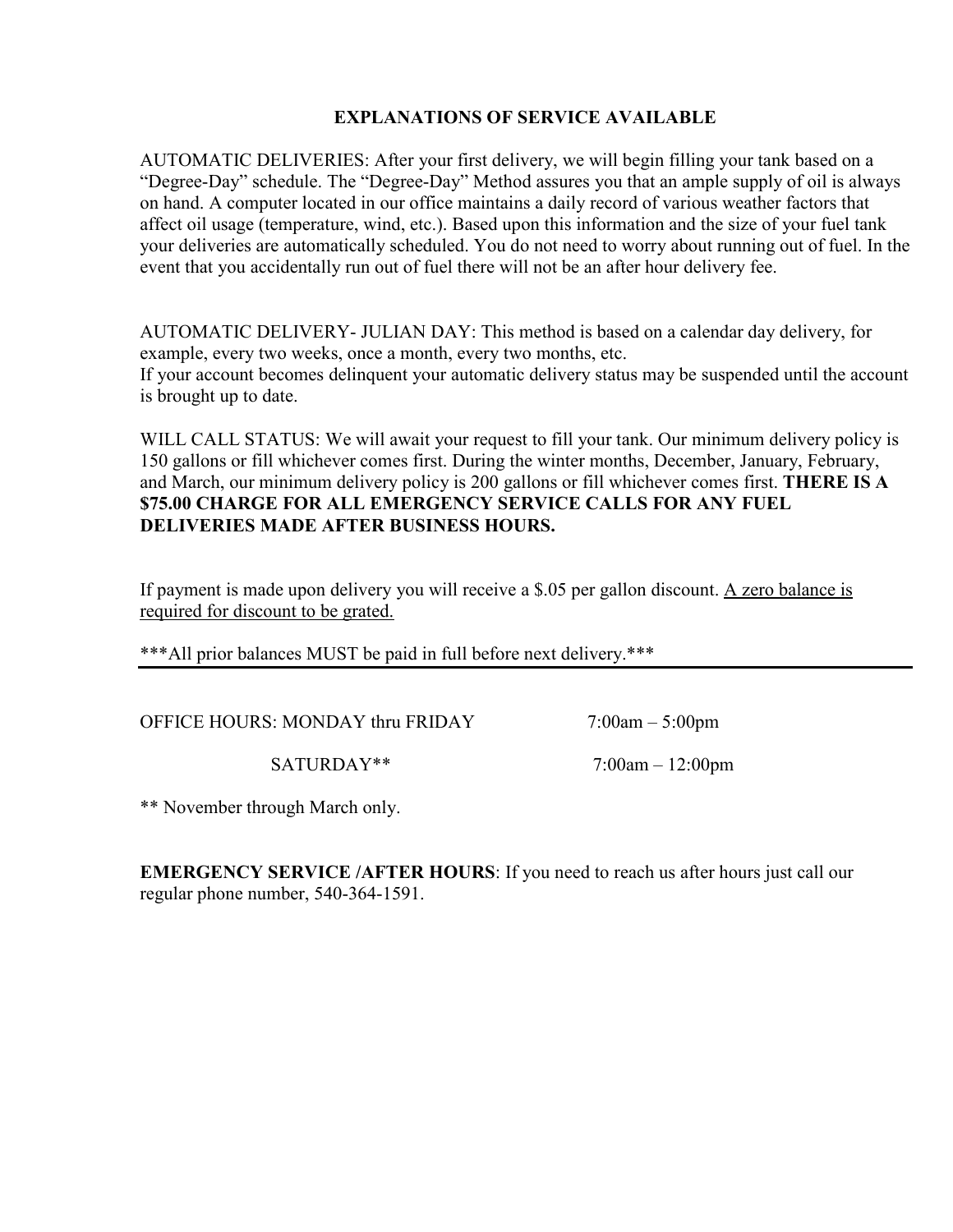## EXPLANATIONS OF SERVICE AVAILABLE

AUTOMATIC DELIVERIES: After your first delivery, we will begin filling your tank based on a "Degree-Day" schedule. The "Degree-Day" Method assures you that an ample supply of oil is always on hand. A computer located in our office maintains a daily record of various weather factors that affect oil usage (temperature, wind, etc.). Based upon this information and the size of your fuel tank your deliveries are automatically scheduled. You do not need to worry about running out of fuel. In the event that you accidentally run out of fuel there will not be an after hour delivery fee.

AUTOMATIC DELIVERY- JULIAN DAY: This method is based on a calendar day delivery, for example, every two weeks, once a month, every two months, etc.
If your account becomes delinquent your automatic delivery status may be suspended until the account is brought up to date.

WILL CALL STATUS: We will await your request to fill your tank. Our minimum delivery policy is 150 gallons or fill whichever comes first. During the winter months, December, January, February, and March, our minimum delivery policy is 200 gallons or fill whichever comes first. **THERE IS A $75.00 CHARGE FOR ALL EMERGENCY SERVICE CALLS FOR ANY FUEL DELIVERIES MADE AFTER BUSINESS HOURS.**

If payment is made upon delivery you will receive a $.05 per gallon discount. <u>A zero balance is required for discount to be grated.</u>

***All prior balances MUST be paid in full before next delivery.***

---

OFFICE HOURS: MONDAY thru FRIDAY 7:00am – 5:00pm

SATURDAY** 7:00am – 12:00pm

** November through March only.

**EMERGENCY SERVICE /AFTER HOURS**: If you need to reach us after hours just call our regular phone number, 540-364-1591.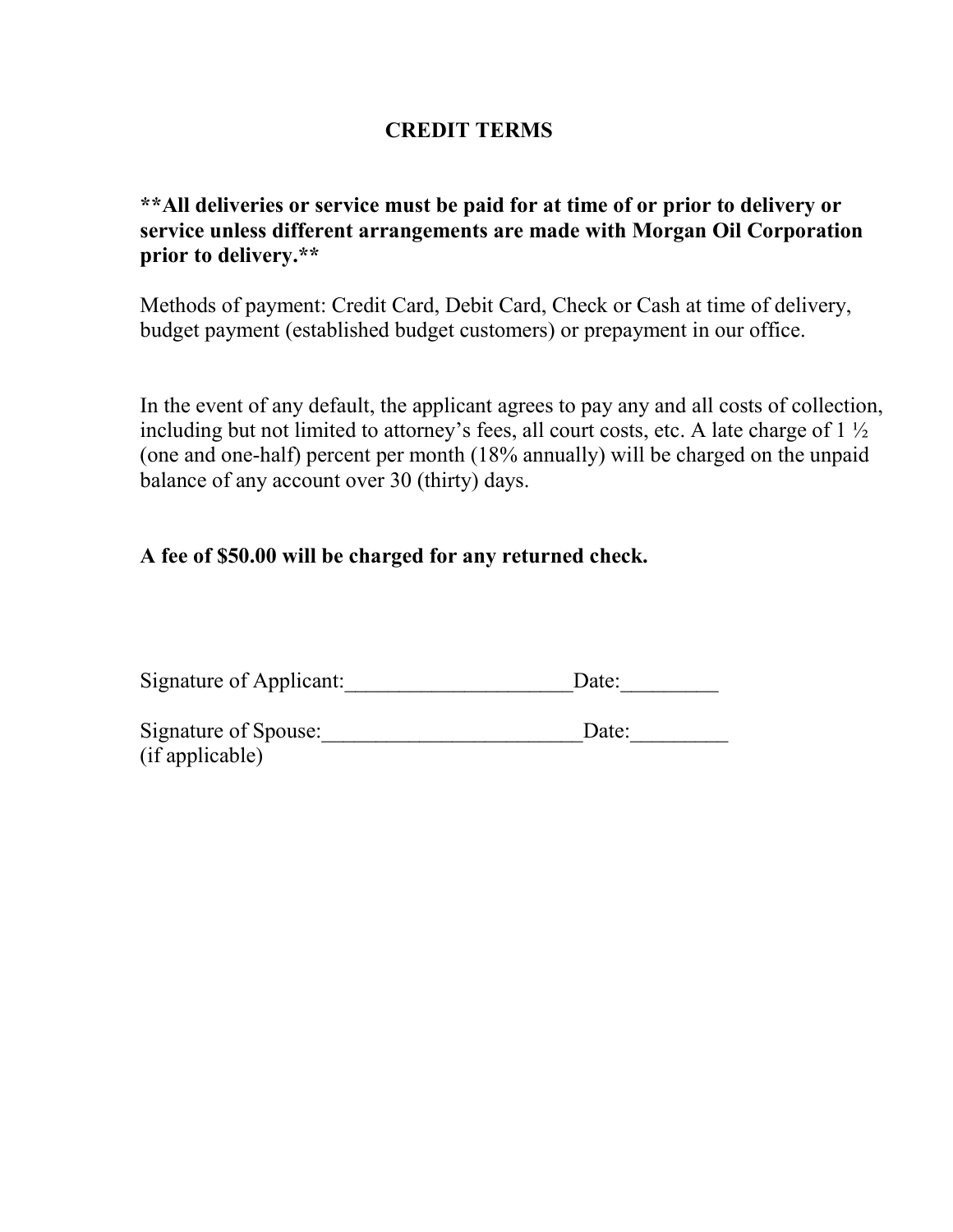# CREDIT TERMS

**\*\*All deliveries or service must be paid for at time of or prior to delivery or service unless different arrangements are made with Morgan Oil Corporation prior to delivery.\*\***

Methods of payment: Credit Card, Debit Card, Check or Cash at time of delivery, budget payment (established budget customers) or prepayment in our office.

In the event of any default, the applicant agrees to pay any and all costs of collection, including but not limited to attorney's fees, all court costs, etc. A late charge of 1 ½ (one and one-half) percent per month (18% annually) will be charged on the unpaid balance of any account over 30 (thirty) days.

**A fee of $50.00 will be charged for any returned check.**

Signature of Applicant:_____________________Date:_________

Signature of Spouse:________________________Date:_________
(if applicable)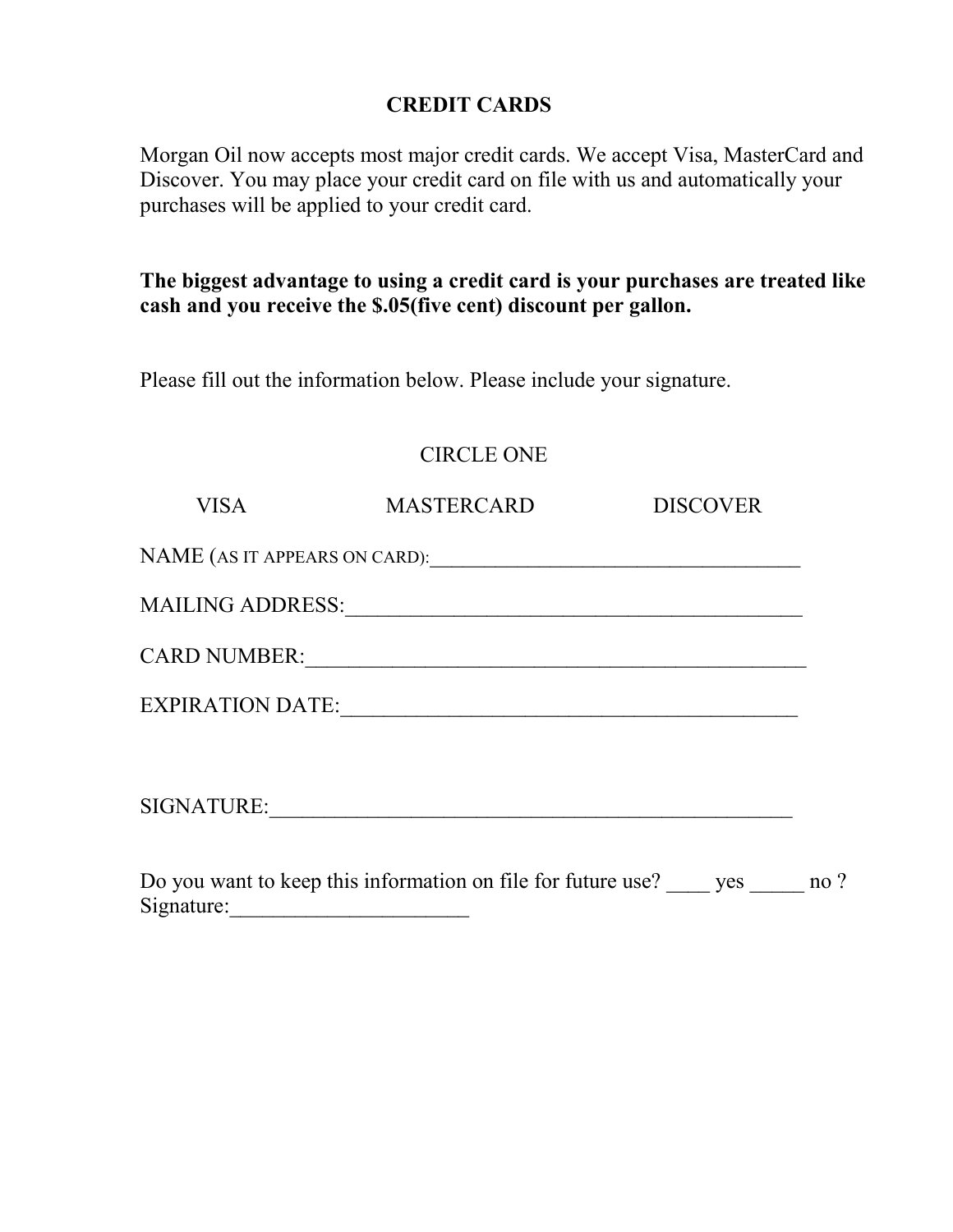# CREDIT CARDS

Morgan Oil now accepts most major credit cards. We accept Visa, MasterCard and Discover. You may place your credit card on file with us and automatically your purchases will be applied to your credit card.

**The biggest advantage to using a credit card is your purchases are treated like cash and you receive the $.05(five cent) discount per gallon.**

Please fill out the information below. Please include your signature.

CIRCLE ONE

VISA MASTERCARD DISCOVER

NAME (AS IT APPEARS ON CARD):____________________________________

MAILING ADDRESS:____________________________________________

CARD NUMBER:_______________________________________________

EXPIRATION DATE:____________________________________________

SIGNATURE:__________________________________________________

Do you want to keep this information on file for future use? ____ yes _____ no ?
Signature:______________________